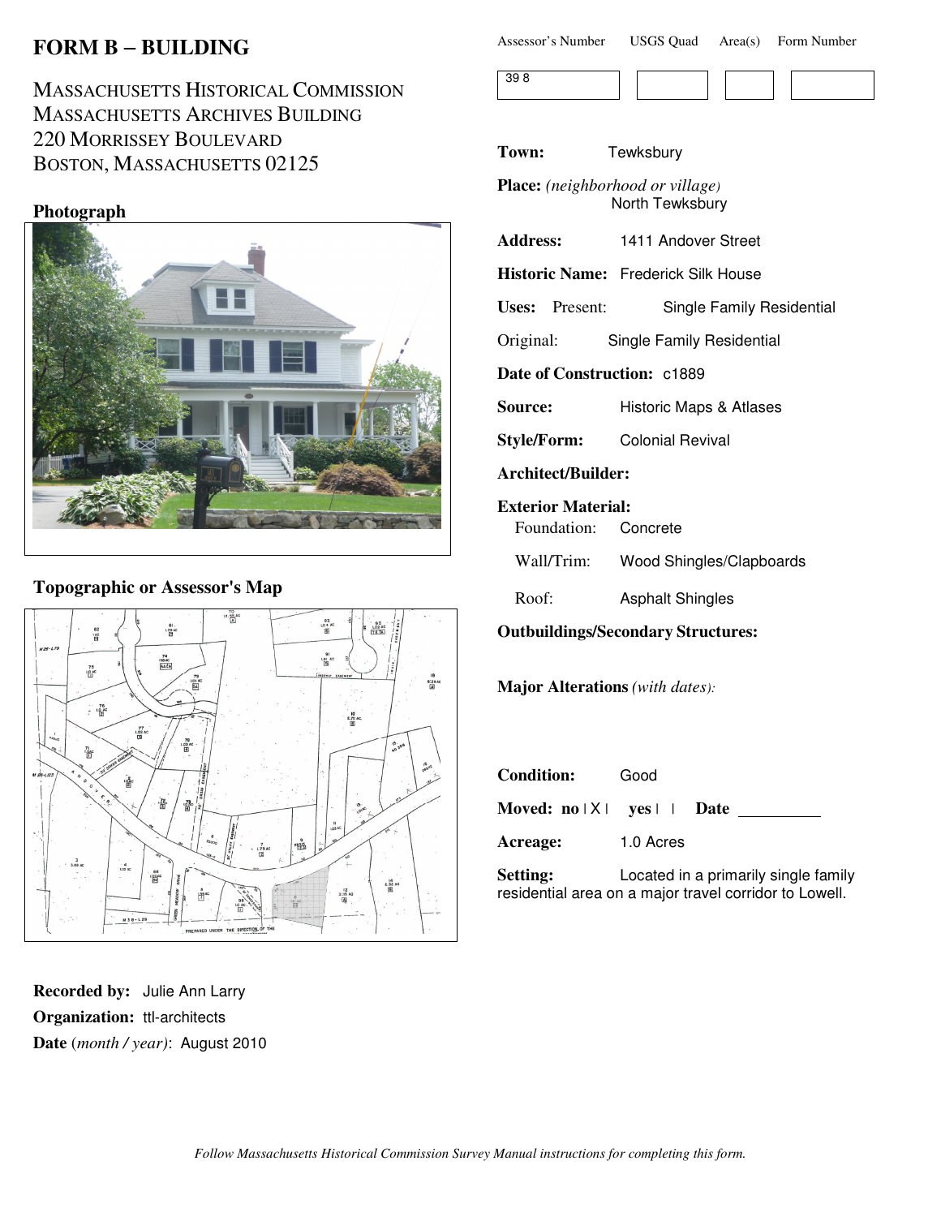# FORM B – BUILDING

MASSACHUSETTS HISTORICAL COMMISSION
MASSACHUSETTS ARCHIVES BUILDING
220 MORRISSEY BOULEVARD
BOSTON, MASSACHUSETTS 02125

| Assessor's Number | USGS Quad | Area(s) | Form Number |
|---|---|---|---|
| 39 8 | | | |

### Photograph

### Topographic or Assessor's Map

**Town:** Tewksbury

**Place:** *(neighborhood or village)* North Tewksbury

**Address:** 1411 Andover Street

**Historic Name:** Frederick Silk House

**Uses:** Present: Single Family Residential

Original: Single Family Residential

**Date of Construction:** c1889

**Source:** Historic Maps & Atlases

**Style/Form:** Colonial Revival

**Architect/Builder:**

**Exterior Material:**

Foundation: Concrete

Wall/Trim: Wood Shingles/Clapboards

Roof: Asphalt Shingles

**Outbuildings/Secondary Structures:**

**Major Alterations** *(with dates):*

**Condition:** Good

**Moved:** **no** | X | **yes** | | **Date** ________

**Acreage:** 1.0 Acres

**Setting:** Located in a primarily single family residential area on a major travel corridor to Lowell.

**Recorded by:** Julie Ann Larry

**Organization:** ttl-architects

**Date** (*month / year*): August 2010

*Follow Massachusetts Historical Commission Survey Manual instructions for completing this form.*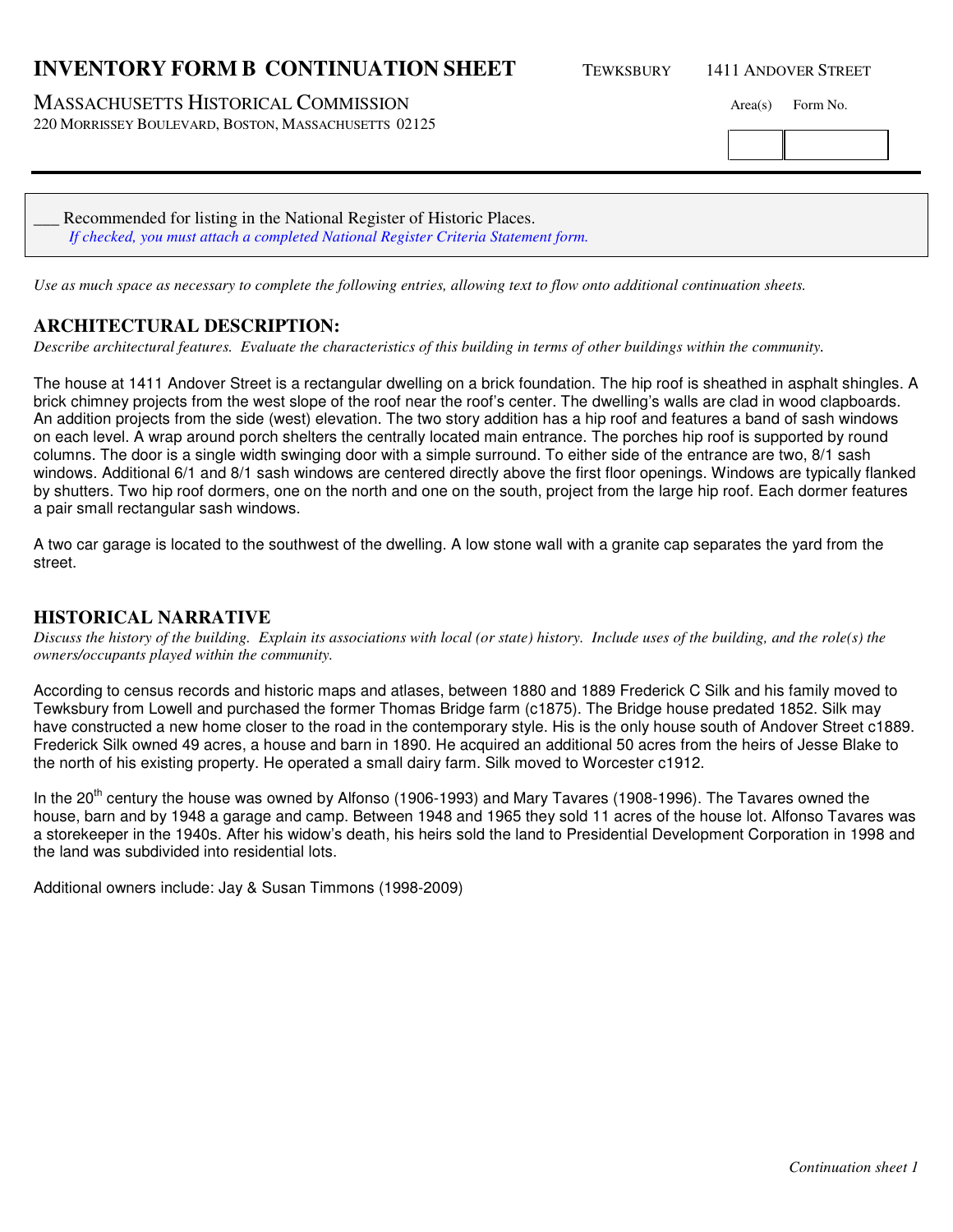# INVENTORY FORM B CONTINUATION SHEET

TEWKSBURY 1411 ANDOVER STREET

MASSACHUSETTS HISTORICAL COMMISSION
220 MORRISSEY BOULEVARD, BOSTON, MASSACHUSETTS 02125

Area(s) Form No.

___ Recommended for listing in the National Register of Historic Places.
*If checked, you must attach a completed National Register Criteria Statement form.*

*Use as much space as necessary to complete the following entries, allowing text to flow onto additional continuation sheets.*

## ARCHITECTURAL DESCRIPTION:

*Describe architectural features. Evaluate the characteristics of this building in terms of other buildings within the community.*

The house at 1411 Andover Street is a rectangular dwelling on a brick foundation. The hip roof is sheathed in asphalt shingles. A brick chimney projects from the west slope of the roof near the roof's center. The dwelling's walls are clad in wood clapboards. An addition projects from the side (west) elevation. The two story addition has a hip roof and features a band of sash windows on each level. A wrap around porch shelters the centrally located main entrance. The porches hip roof is supported by round columns. The door is a single width swinging door with a simple surround. To either side of the entrance are two, 8/1 sash windows. Additional 6/1 and 8/1 sash windows are centered directly above the first floor openings. Windows are typically flanked by shutters. Two hip roof dormers, one on the north and one on the south, project from the large hip roof. Each dormer features a pair small rectangular sash windows.

A two car garage is located to the southwest of the dwelling. A low stone wall with a granite cap separates the yard from the street.

## HISTORICAL NARRATIVE

*Discuss the history of the building. Explain its associations with local (or state) history. Include uses of the building, and the role(s) the owners/occupants played within the community.*

According to census records and historic maps and atlases, between 1880 and 1889 Frederick C Silk and his family moved to Tewksbury from Lowell and purchased the former Thomas Bridge farm (c1875). The Bridge house predated 1852. Silk may have constructed a new home closer to the road in the contemporary style. His is the only house south of Andover Street c1889. Frederick Silk owned 49 acres, a house and barn in 1890. He acquired an additional 50 acres from the heirs of Jesse Blake to the north of his existing property. He operated a small dairy farm. Silk moved to Worcester c1912.

In the 20th century the house was owned by Alfonso (1906-1993) and Mary Tavares (1908-1996). The Tavares owned the house, barn and by 1948 a garage and camp. Between 1948 and 1965 they sold 11 acres of the house lot. Alfonso Tavares was a storekeeper in the 1940s. After his widow's death, his heirs sold the land to Presidential Development Corporation in 1998 and the land was subdivided into residential lots.

Additional owners include: Jay & Susan Timmons (1998-2009)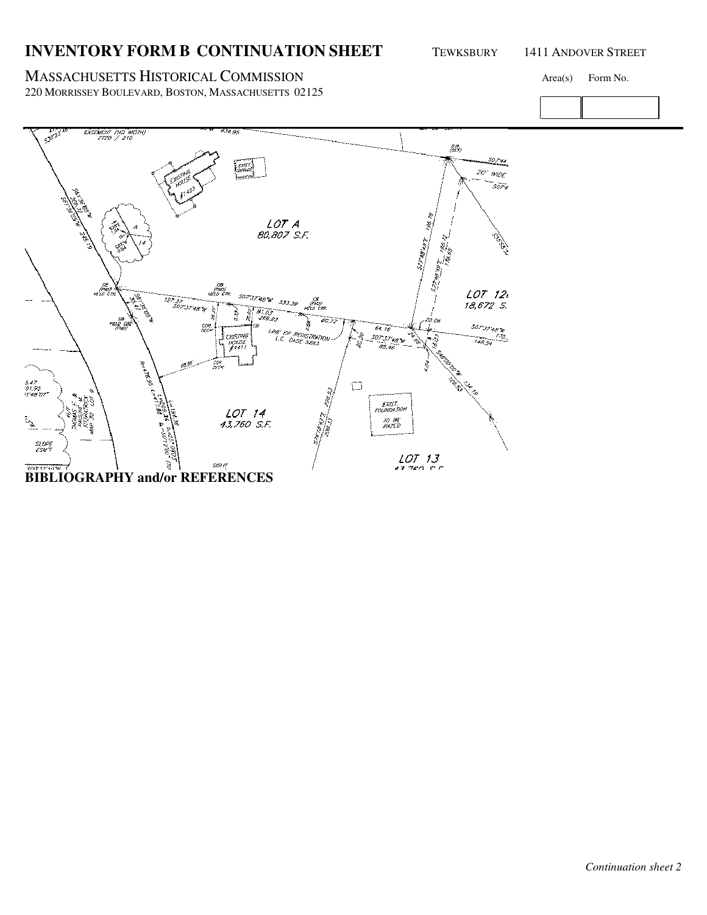LOT A
80,807 S.F.

EXISTING HOUSE
#1425

LOT 14
43,760 S.F.

EXISTING HOUSE
#1411

LOT 13

LOT 12
18,672 S.

EXIST. FOUNDATION TO BE RAZED

LINE OF REGISTRATION L.C. CASE 5863

EASEMENT (NO WIDTH) 2720 / 210

20' WIDE

SLOPE ESM'T

**BIBLIOGRAPHY and/or REFERENCES**